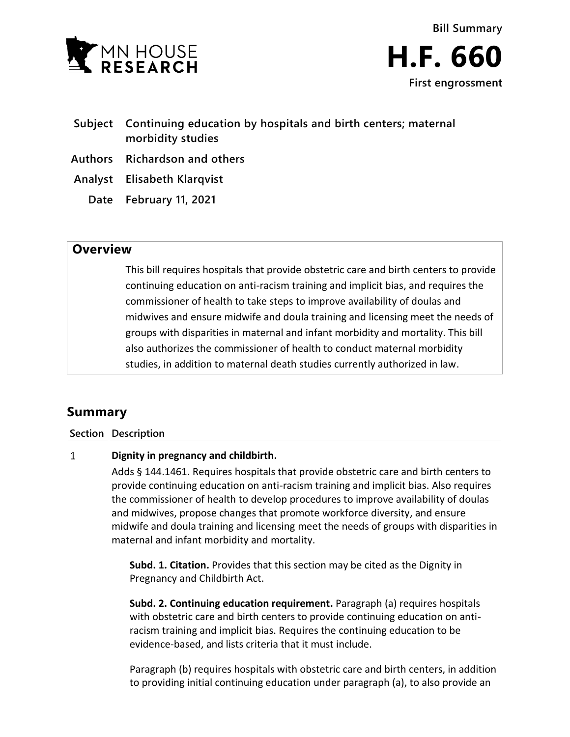MN HOUSE RESEARCH

# Bill Summary

# H.F. 660

**First engrossment**

| | |
|---|---|
| **Subject** | **Continuing education by hospitals and birth centers; maternal morbidity studies** |
| **Authors** | **Richardson and others** |
| **Analyst** | **Elisabeth Klarqvist** |
| **Date** | **February 11, 2021** |

## Overview

This bill requires hospitals that provide obstetric care and birth centers to provide continuing education on anti-racism training and implicit bias, and requires the commissioner of health to take steps to improve availability of doulas and midwives and ensure midwife and doula training and licensing meet the needs of groups with disparities in maternal and infant morbidity and mortality. This bill also authorizes the commissioner of health to conduct maternal morbidity studies, in addition to maternal death studies currently authorized in law.

## Summary

**Section Description**

### 1 Dignity in pregnancy and childbirth.

Adds § 144.1461. Requires hospitals that provide obstetric care and birth centers to provide continuing education on anti-racism training and implicit bias. Also requires the commissioner of health to develop procedures to improve availability of doulas and midwives, propose changes that promote workforce diversity, and ensure midwife and doula training and licensing meet the needs of groups with disparities in maternal and infant morbidity and mortality.

**Subd. 1. Citation.** Provides that this section may be cited as the Dignity in Pregnancy and Childbirth Act.

**Subd. 2. Continuing education requirement.** Paragraph (a) requires hospitals with obstetric care and birth centers to provide continuing education on anti-racism training and implicit bias. Requires the continuing education to be evidence-based, and lists criteria that it must include.

Paragraph (b) requires hospitals with obstetric care and birth centers, in addition to providing initial continuing education under paragraph (a), to also provide an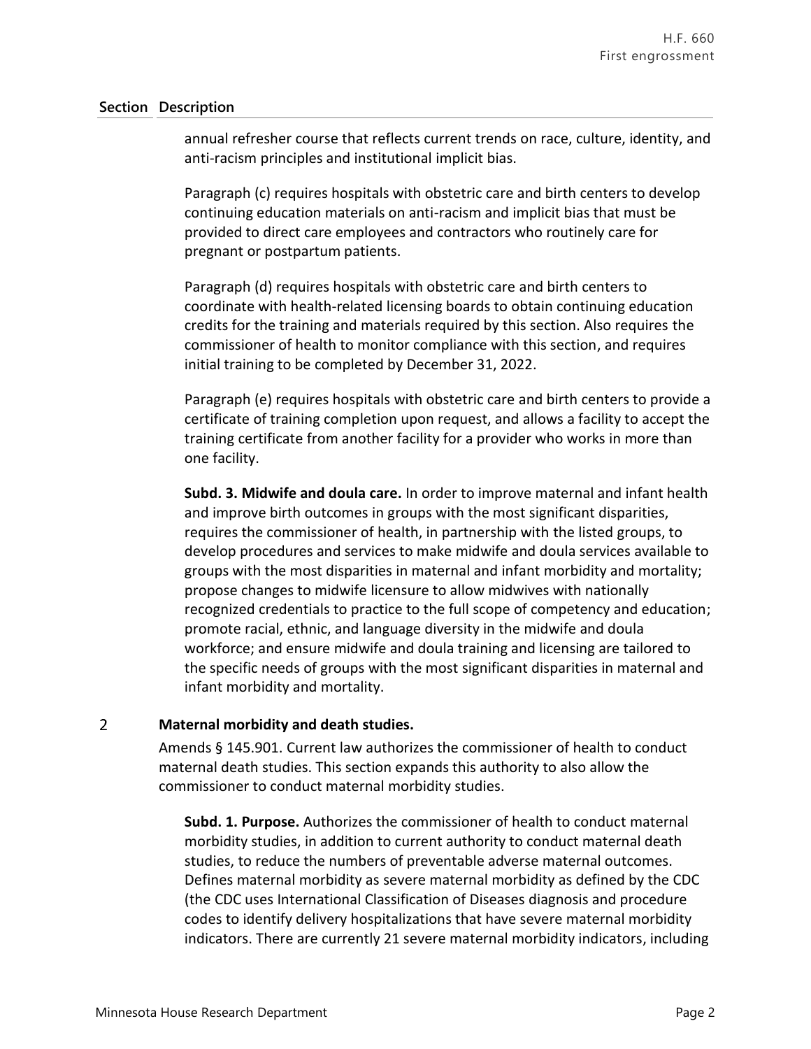## Section Description

annual refresher course that reflects current trends on race, culture, identity, and anti-racism principles and institutional implicit bias.

Paragraph (c) requires hospitals with obstetric care and birth centers to develop continuing education materials on anti-racism and implicit bias that must be provided to direct care employees and contractors who routinely care for pregnant or postpartum patients.

Paragraph (d) requires hospitals with obstetric care and birth centers to coordinate with health-related licensing boards to obtain continuing education credits for the training and materials required by this section. Also requires the commissioner of health to monitor compliance with this section, and requires initial training to be completed by December 31, 2022.

Paragraph (e) requires hospitals with obstetric care and birth centers to provide a certificate of training completion upon request, and allows a facility to accept the training certificate from another facility for a provider who works in more than one facility.

**Subd. 3. Midwife and doula care.** In order to improve maternal and infant health and improve birth outcomes in groups with the most significant disparities, requires the commissioner of health, in partnership with the listed groups, to develop procedures and services to make midwife and doula services available to groups with the most disparities in maternal and infant morbidity and mortality; propose changes to midwife licensure to allow midwives with nationally recognized credentials to practice to the full scope of competency and education; promote racial, ethnic, and language diversity in the midwife and doula workforce; and ensure midwife and doula training and licensing are tailored to the specific needs of groups with the most significant disparities in maternal and infant morbidity and mortality.

### 2 Maternal morbidity and death studies.

Amends § 145.901. Current law authorizes the commissioner of health to conduct maternal death studies. This section expands this authority to also allow the commissioner to conduct maternal morbidity studies.

**Subd. 1. Purpose.** Authorizes the commissioner of health to conduct maternal morbidity studies, in addition to current authority to conduct maternal death studies, to reduce the numbers of preventable adverse maternal outcomes. Defines maternal morbidity as severe maternal morbidity as defined by the CDC (the CDC uses International Classification of Diseases diagnosis and procedure codes to identify delivery hospitalizations that have severe maternal morbidity indicators. There are currently 21 severe maternal morbidity indicators, including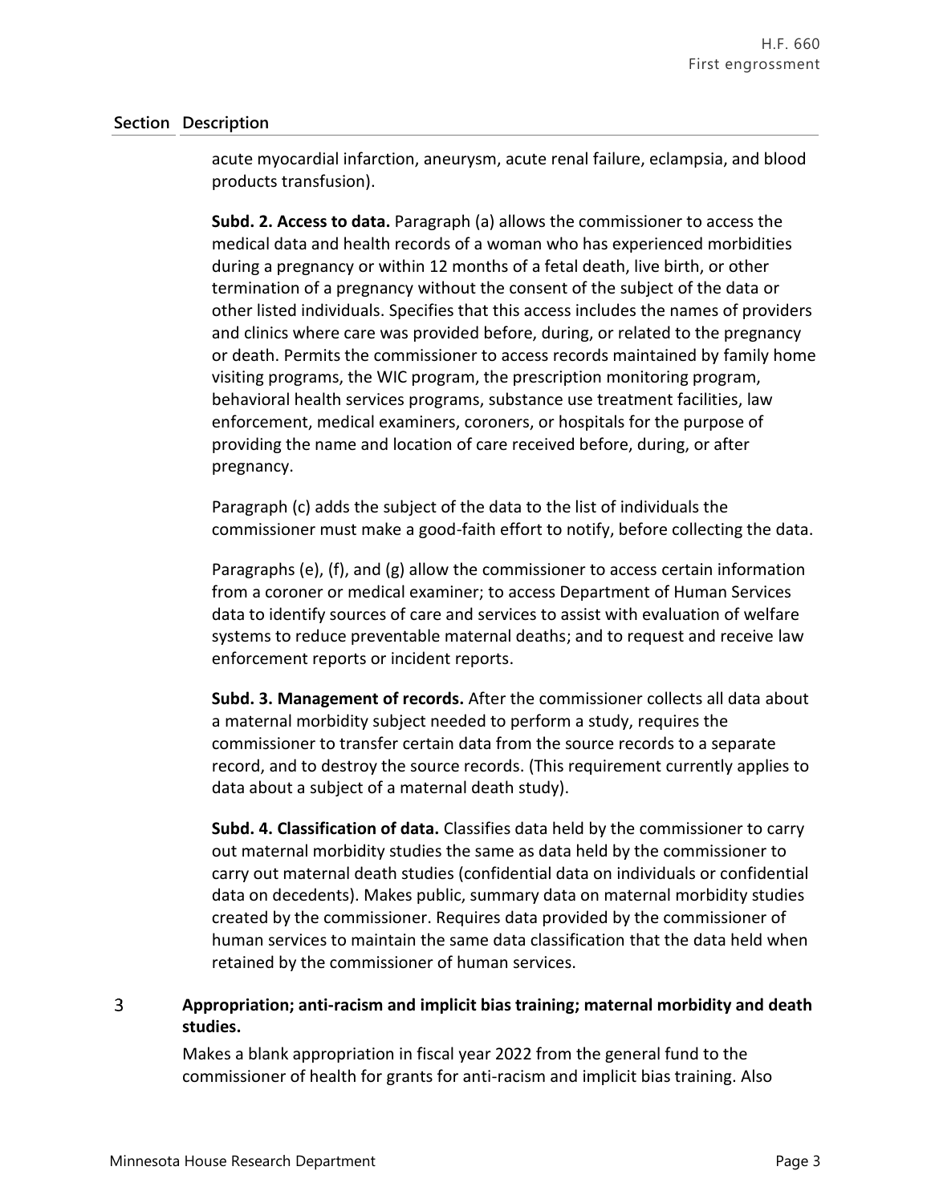| Section | Description |
|---|---|

acute myocardial infarction, aneurysm, acute renal failure, eclampsia, and blood products transfusion).

**Subd. 2. Access to data.** Paragraph (a) allows the commissioner to access the medical data and health records of a woman who has experienced morbidities during a pregnancy or within 12 months of a fetal death, live birth, or other termination of a pregnancy without the consent of the subject of the data or other listed individuals. Specifies that this access includes the names of providers and clinics where care was provided before, during, or related to the pregnancy or death. Permits the commissioner to access records maintained by family home visiting programs, the WIC program, the prescription monitoring program, behavioral health services programs, substance use treatment facilities, law enforcement, medical examiners, coroners, or hospitals for the purpose of providing the name and location of care received before, during, or after pregnancy.

Paragraph (c) adds the subject of the data to the list of individuals the commissioner must make a good-faith effort to notify, before collecting the data.

Paragraphs (e), (f), and (g) allow the commissioner to access certain information from a coroner or medical examiner; to access Department of Human Services data to identify sources of care and services to assist with evaluation of welfare systems to reduce preventable maternal deaths; and to request and receive law enforcement reports or incident reports.

**Subd. 3. Management of records.** After the commissioner collects all data about a maternal morbidity subject needed to perform a study, requires the commissioner to transfer certain data from the source records to a separate record, and to destroy the source records. (This requirement currently applies to data about a subject of a maternal death study).

**Subd. 4. Classification of data.** Classifies data held by the commissioner to carry out maternal morbidity studies the same as data held by the commissioner to carry out maternal death studies (confidential data on individuals or confidential data on decedents). Makes public, summary data on maternal morbidity studies created by the commissioner. Requires data provided by the commissioner of human services to maintain the same data classification that the data held when retained by the commissioner of human services.

3 **Appropriation; anti-racism and implicit bias training; maternal morbidity and death studies.**

Makes a blank appropriation in fiscal year 2022 from the general fund to the commissioner of health for grants for anti-racism and implicit bias training. Also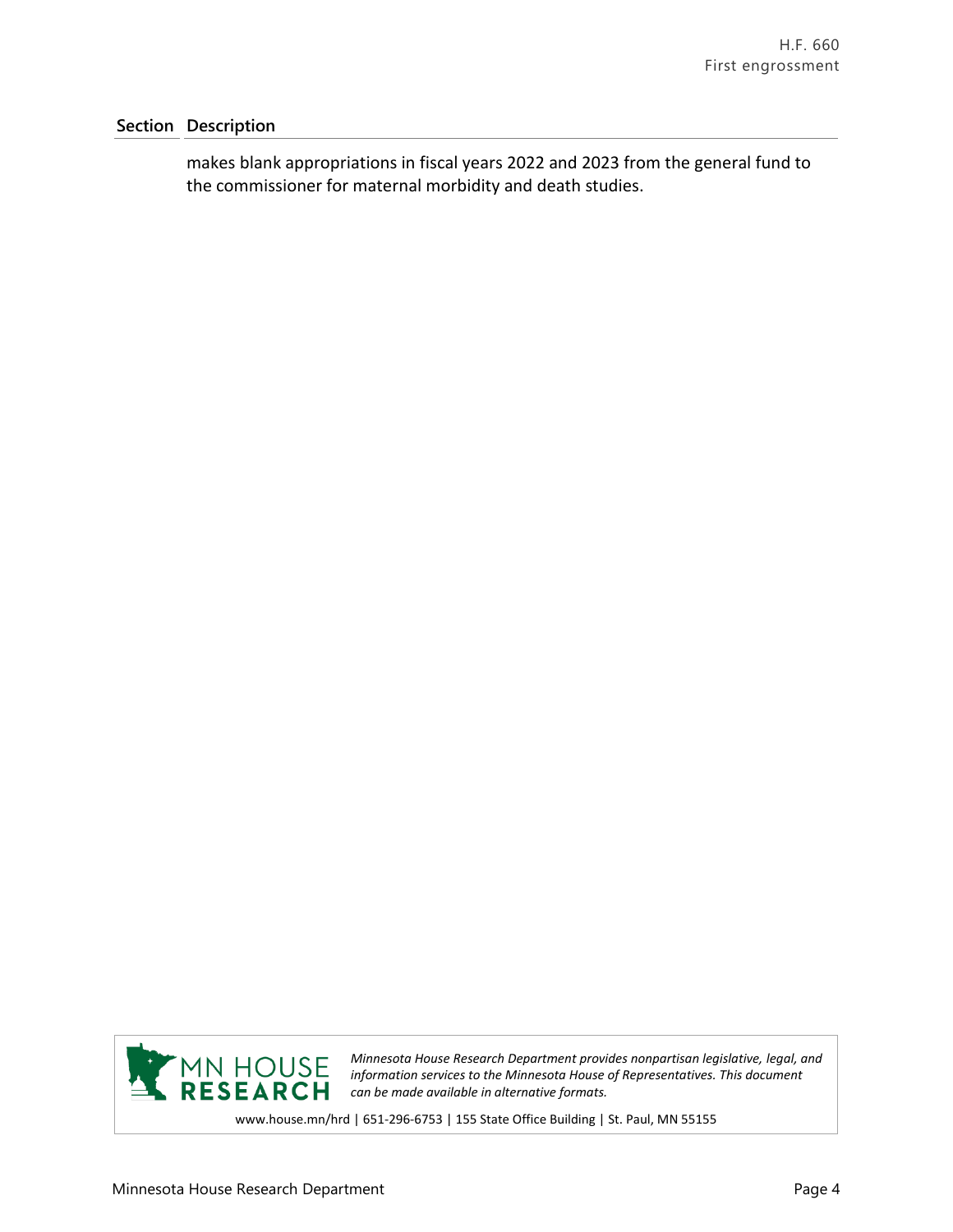| Section | Description |
|---|---|
| | makes blank appropriations in fiscal years 2022 and 2023 from the general fund to the commissioner for maternal morbidity and death studies. |

*Minnesota House Research Department provides nonpartisan legislative, legal, and information services to the Minnesota House of Representatives. This document can be made available in alternative formats.*

www.house.mn/hrd | 651-296-6753 | 155 State Office Building | St. Paul, MN 55155